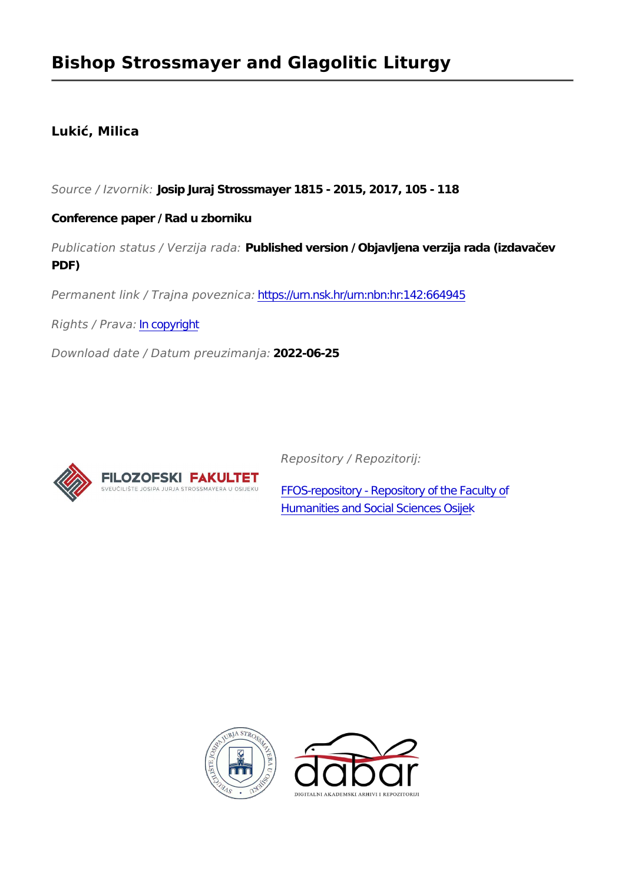# Bishop Strossmayer and Glagolitic Liturgy

**Lukić, Milica**

*Source / Izvornik:* **Josip Juraj Strossmayer 1815 - 2015, 2017, 105 - 118**

**Conference paper / Rad u zborniku**

*Publication status / Verzija rada:* **Published version / Objavljena verzija rada (izdavačev PDF)**

*Permanent link / Trajna poveznica:* https://urn.nsk.hr/urn:nbn:hr:142:664945

*Rights / Prava:* In copyright

*Download date / Datum preuzimanja:* **2022-06-25**

*Repository / Repozitorij:*

FFOS-repository - Repository of the Faculty of Humanities and Social Sciences Osijek

FILOZOFSKI FAKULTET
SVEUČILIŠTE JOSIPA JURJA STROSSMAYERA U OSIJEKU

dabar
DIGITALNI AKADEMSKI ARHIVI I REPOZITORIJI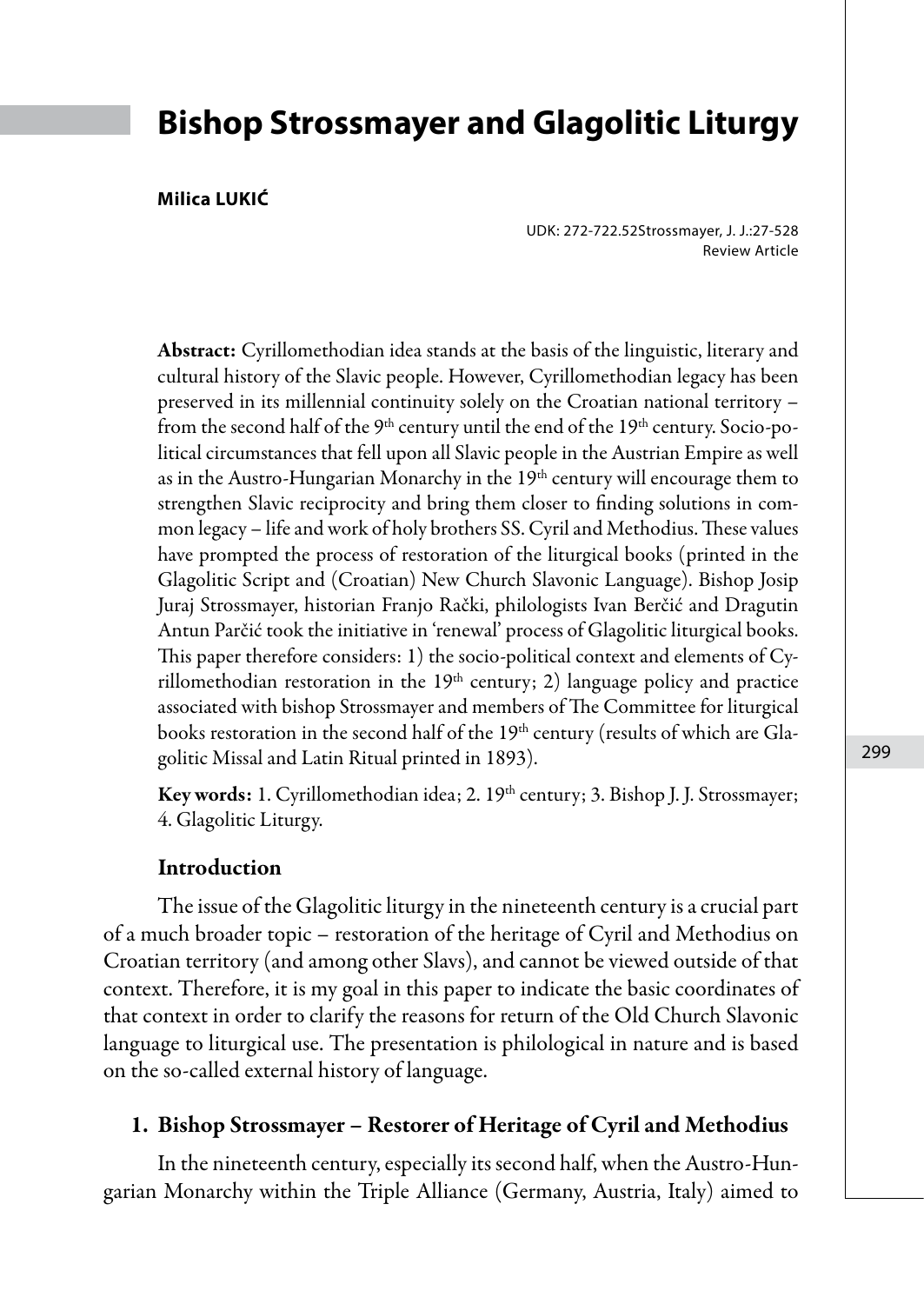# Bishop Strossmayer and Glagolitic Liturgy

**Milica LUKIĆ**

UDK: 272-722.52Strossmayer, J. J.:27-528
Review Article

**Abstract:** Cyrillomethodian idea stands at the basis of the linguistic, literary and cultural history of the Slavic people. However, Cyrillomethodian legacy has been preserved in its millennial continuity solely on the Croatian national territory – from the second half of the 9th century until the end of the 19th century. Socio-political circumstances that fell upon all Slavic people in the Austrian Empire as well as in the Austro-Hungarian Monarchy in the 19th century will encourage them to strengthen Slavic reciprocity and bring them closer to finding solutions in common legacy – life and work of holy brothers SS. Cyril and Methodius. These values have prompted the process of restoration of the liturgical books (printed in the Glagolitic Script and (Croatian) New Church Slavonic Language). Bishop Josip Juraj Strossmayer, historian Franjo Rački, philologists Ivan Berčić and Dragutin Antun Parčić took the initiative in 'renewal' process of Glagolitic liturgical books. This paper therefore considers: 1) the socio-political context and elements of Cyrillomethodian restoration in the 19th century; 2) language policy and practice associated with bishop Strossmayer and members of The Committee for liturgical books restoration in the second half of the 19th century (results of which are Glagolitic Missal and Latin Ritual printed in 1893).

**Key words:** 1. Cyrillomethodian idea; 2. 19th century; 3. Bishop J. J. Strossmayer; 4. Glagolitic Liturgy.

## Introduction

The issue of the Glagolitic liturgy in the nineteenth century is a crucial part of a much broader topic – restoration of the heritage of Cyril and Methodius on Croatian territory (and among other Slavs), and cannot be viewed outside of that context. Therefore, it is my goal in this paper to indicate the basic coordinates of that context in order to clarify the reasons for return of the Old Church Slavonic language to liturgical use. The presentation is philological in nature and is based on the so-called external history of language.

## 1. Bishop Strossmayer – Restorer of Heritage of Cyril and Methodius

In the nineteenth century, especially its second half, when the Austro-Hungarian Monarchy within the Triple Alliance (Germany, Austria, Italy) aimed to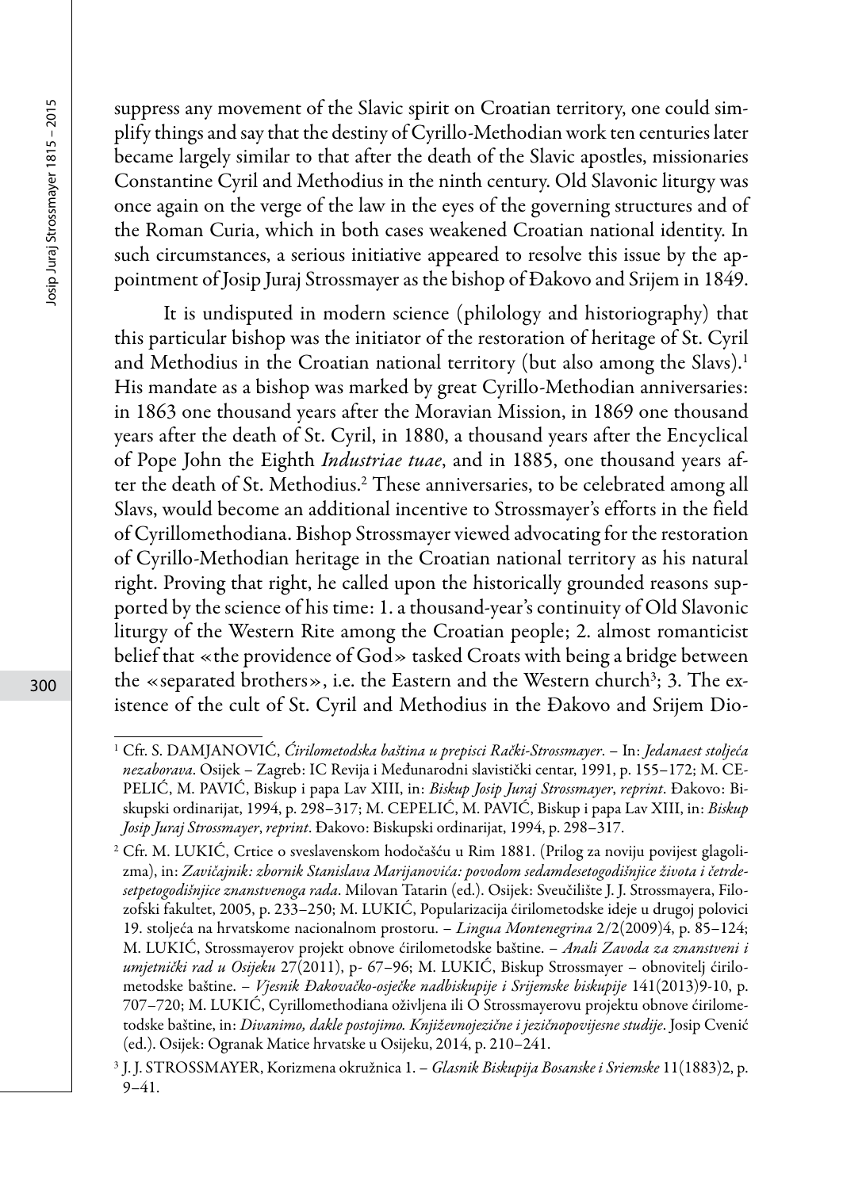suppress any movement of the Slavic spirit on Croatian territory, one could simplify things and say that the destiny of Cyrillo-Methodian work ten centuries later became largely similar to that after the death of the Slavic apostles, missionaries Constantine Cyril and Methodius in the ninth century. Old Slavonic liturgy was once again on the verge of the law in the eyes of the governing structures and of the Roman Curia, which in both cases weakened Croatian national identity. In such circumstances, a serious initiative appeared to resolve this issue by the appointment of Josip Juraj Strossmayer as the bishop of Đakovo and Srijem in 1849.

It is undisputed in modern science (philology and historiography) that this particular bishop was the initiator of the restoration of heritage of St. Cyril and Methodius in the Croatian national territory (but also among the Slavs).[1] His mandate as a bishop was marked by great Cyrillo-Methodian anniversaries: in 1863 one thousand years after the Moravian Mission, in 1869 one thousand years after the death of St. Cyril, in 1880, a thousand years after the Encyclical of Pope John the Eighth *Industriae tuae*, and in 1885, one thousand years after the death of St. Methodius.[2] These anniversaries, to be celebrated among all Slavs, would become an additional incentive to Strossmayer's efforts in the field of Cyrillomethodiana. Bishop Strossmayer viewed advocating for the restoration of Cyrillo-Methodian heritage in the Croatian national territory as his natural right. Proving that right, he called upon the historically grounded reasons supported by the science of his time: 1. a thousand-year's continuity of Old Slavonic liturgy of the Western Rite among the Croatian people; 2. almost romanticist belief that «the providence of God» tasked Croats with being a bridge between the «separated brothers», i.e. the Eastern and the Western church[3]; 3. The existence of the cult of St. Cyril and Methodius in the Đakovo and Srijem Dio-

---

[1] Cfr. S. DAMJANOVIĆ, *Ćirilometodska baština u prepisci Rački-Strossmayer*. – In: *Jedanaest stoljeća nezaborava*. Osijek – Zagreb: IC Revija i Međunarodni slavistički centar, 1991, p. 155–172; M. CEPELIĆ, M. PAVIĆ, Biskup i papa Lav XIII, in: *Biskup Josip Juraj Strossmayer*, *reprint*. Đakovo: Biskupski ordinarijat, 1994, p. 298–317; M. CEPELIĆ, M. PAVIĆ, Biskup i papa Lav XIII, in: *Biskup Josip Juraj Strossmayer*, *reprint*. Đakovo: Biskupski ordinarijat, 1994, p. 298–317.

[2] Cfr. M. LUKIĆ, Crtice o sveslavenskom hodočašću u Rim 1881. (Prilog za noviju povijest glagolizma), in: *Zavičajnik: zbornik Stanislava Marijanovića: povodom sedamdesetogodišnjice života i četrdesetpetogodišnjice znanstvenoga rada*. Milovan Tatarin (ed.). Osijek: Sveučilište J. J. Strossmayera, Filozofski fakultet, 2005, p. 233–250; M. LUKIĆ, Popularizacija ćirilometodske ideje u drugoj polovici 19. stoljeća na hrvatskome nacionalnom prostoru. – *Lingua Montenegrina* 2/2(2009)4, p. 85–124; M. LUKIĆ, Strossmayerov projekt obnove ćirilometodske baštine. – *Anali Zavoda za znanstveni i umjetnički rad u Osijeku* 27(2011), p- 67–96; M. LUKIĆ, Biskup Strossmayer – obnovitelj ćirilometodske baštine. – *Vjesnik Đakovačko-osječke nadbiskupije i Srijemske biskupije* 141(2013)9-10, p. 707–720; M. LUKIĆ, Cyrillomethodiana oživljena ili O Strossmayerovu projektu obnove ćirilometodske baštine, in: *Divanimo, dakle postojimo. Književnojezične i jezičnopovijesne studije*. Josip Cvenić (ed.). Osijek: Ogranak Matice hrvatske u Osijeku, 2014, p. 210–241.

[3] J. J. STROSSMAYER, Korizmena okružnica 1. – *Glasnik Biskupija Bosanske i Sriemske* 11(1883)2, p. 9–41.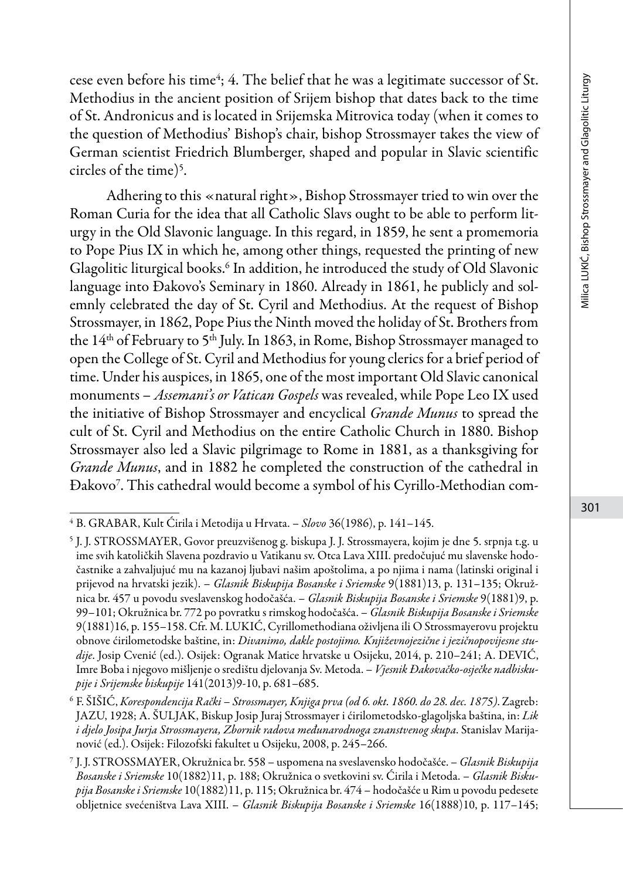cese even before his time[4]; 4. The belief that he was a legitimate successor of St. Methodius in the ancient position of Srijem bishop that dates back to the time of St. Andronicus and is located in Srijemska Mitrovica today (when it comes to the question of Methodius' Bishop's chair, bishop Strossmayer takes the view of German scientist Friedrich Blumberger, shaped and popular in Slavic scientific circles of the time)[5].

Adhering to this «natural right», Bishop Strossmayer tried to win over the Roman Curia for the idea that all Catholic Slavs ought to be able to perform liturgy in the Old Slavonic language. In this regard, in 1859, he sent a promemoria to Pope Pius IX in which he, among other things, requested the printing of new Glagolitic liturgical books.[6] In addition, he introduced the study of Old Slavonic language into Đakovo's Seminary in 1860. Already in 1861, he publicly and solemnly celebrated the day of St. Cyril and Methodius. At the request of Bishop Strossmayer, in 1862, Pope Pius the Ninth moved the holiday of St. Brothers from the 14th of February to 5th July. In 1863, in Rome, Bishop Strossmayer managed to open the College of St. Cyril and Methodius for young clerics for a brief period of time. Under his auspices, in 1865, one of the most important Old Slavic canonical monuments – *Assemani's or Vatican Gospels* was revealed, while Pope Leo IX used the initiative of Bishop Strossmayer and encyclical *Grande Munus* to spread the cult of St. Cyril and Methodius on the entire Catholic Church in 1880. Bishop Strossmayer also led a Slavic pilgrimage to Rome in 1881, as a thanksgiving for *Grande Munus*, and in 1882 he completed the construction of the cathedral in Đakovo[7]. This cathedral would become a symbol of his Cyrillo-Methodian com-

---

[4] B. GRABAR, Kult Ćirila i Metodija u Hrvata. – *Slovo* 36(1986), p. 141–145.

[5] J. J. STROSSMAYER, Govor preuzvišenog g. biskupa J. J. Strossmayera, kojim je dne 5. srpnja t.g. u ime svih katoličkih Slavena pozdravio u Vatikanu sv. Otca Lava XIII. predočujuć mu slavenske hodočastnike a zahvaljujuć mu na kazanoj ljubavi našim apoštolima, a po njima i nama (latinski original i prijevod na hrvatski jezik). – *Glasnik Biskupija Bosanske i Sriemske* 9(1881)13, p. 131–135; Okružnica br. 457 u povodu sveslavenskog hodočašća. – *Glasnik Biskupija Bosanske i Sriemske* 9(1881)9, p. 99–101; Okružnica br. 772 po povratku s rimskog hodočašća. – *Glasnik Biskupija Bosanske i Sriemske* 9(1881)16, p. 155–158. Cfr. M. LUKIĆ, Cyrillomethodiana oživljena ili O Strossmayerovu projektu obnove ćirilometodske baštine, in: *Divanimo, dakle postojimo. Književnojezične i jezičnopovijesne studije*. Josip Cvenić (ed.). Osijek: Ogranak Matice hrvatske u Osijeku, 2014, p. 210–241; A. DEVIĆ, Imre Boba i njegovo mišljenje o središtu djelovanja Sv. Metoda. – *Vjesnik Đakovačko-osječke nadbiskupije i Srijemske biskupije* 141(2013)9-10, p. 681–685.

[6] F. ŠIŠIĆ, *Korespondencija Rački – Strossmayer, Knjiga prva (od 6. okt. 1860. do 28. dec. 1875)*. Zagreb: JAZU, 1928; A. ŠULJAK, Biskup Josip Juraj Strossmayer i ćirilometodsko-glagoljska baština, in: *Lik i djelo Josipa Jurja Strossmayera, Zbornik radova međunarodnoga znanstvenog skupa*. Stanislav Marijanović (ed.). Osijek: Filozofski fakultet u Osijeku, 2008, p. 245–266.

[7] J. J. STROSSMAYER, Okružnica br. 558 – uspomena na sveslavensko hodočašće. – *Glasnik Biskupija Bosanske i Sriemske* 10(1882)11, p. 188; Okružnica o svetkovini sv. Ćirila i Metoda. – *Glasnik Biskupija Bosanske i Sriemske* 10(1882)11, p. 115; Okružnica br. 474 – hodočašće u Rim u povodu pedesete obljetnice svećeništva Lava XIII. – *Glasnik Biskupija Bosanske i Sriemske* 16(1888)10, p. 117–145;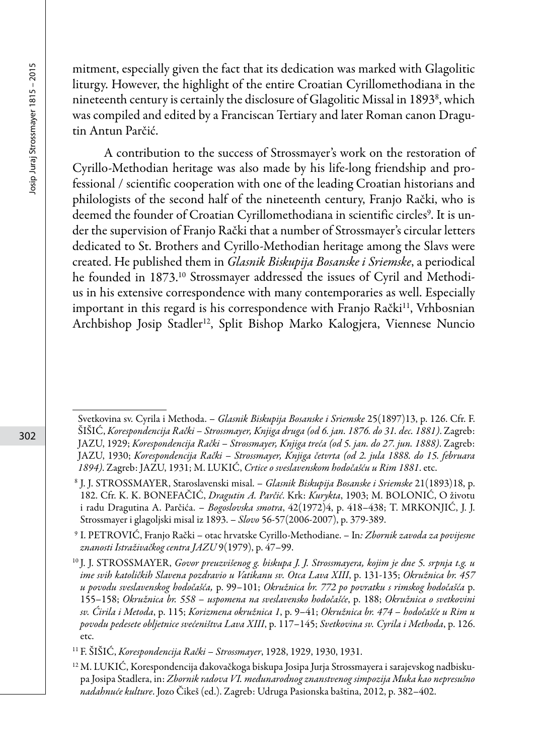mitment, especially given the fact that its dedication was marked with Glagolitic liturgy. However, the highlight of the entire Croatian Cyrillomethodiana in the nineteenth century is certainly the disclosure of Glagolitic Missal in 1893[8], which was compiled and edited by a Franciscan Tertiary and later Roman canon Dragutin Antun Parčić.

A contribution to the success of Strossmayer's work on the restoration of Cyrillo-Methodian heritage was also made by his life-long friendship and professional / scientific cooperation with one of the leading Croatian historians and philologists of the second half of the nineteenth century, Franjo Rački, who is deemed the founder of Croatian Cyrillomethodiana in scientific circles[9]. It is under the supervision of Franjo Rački that a number of Strossmayer's circular letters dedicated to St. Brothers and Cyrillo-Methodian heritage among the Slavs were created. He published them in *Glasnik Biskupija Bosanske i Sriemske*, a periodical he founded in 1873.[10] Strossmayer addressed the issues of Cyril and Methodius in his extensive correspondence with many contemporaries as well. Especially important in this regard is his correspondence with Franjo Rački[11], Vrhbosnian Archbishop Josip Stadler[12], Split Bishop Marko Kalogjera, Viennese Nuncio

---

Svetkovina sv. Cyrila i Methoda. – *Glasnik Biskupija Bosanske i Sriemske* 25(1897)13, p. 126. Cfr. F. ŠIŠIĆ, *Korespondencija Rački – Strossmayer, Knjiga druga (od 6. jan. 1876. do 31. dec. 1881)*. Zagreb: JAZU, 1929; *Korespondencija Rački – Strossmayer, Knjiga treća (od 5. jan. do 27. jun. 1888)*. Zagreb: JAZU, 1930; *Korespondencija Rački – Strossmayer, Knjiga četvrta (od 2. jula 1888. do 15. februara 1894)*. Zagreb: JAZU, 1931; M. LUKIĆ, *Crtice o sveslavenskom hodočašću u Rim 1881*. etc.

[8] J. J. STROSSMAYER, Staroslavenski misal. – *Glasnik Biskupija Bosanske i Sriemske* 21(1893)18, p. 182. Cfr. K. K. BONEFAČIĆ, *Dragutin A. Parčić*. Krk: *Kurykta*, 1903; M. BOLONIĆ, O životu i radu Dragutina A. Parčića. – *Bogoslovska smotra*, 42(1972)4, p. 418–438; T. MRKONJIĆ, J. J. Strossmayer i glagoljski misal iz 1893. – *Slovo* 56-57(2006-2007), p. 379-389.

[9] I. PETROVIĆ, Franjo Rački – otac hrvatske Cyrillo-Methodiane. – In*: Zbornik zavoda za povijesne znanosti Istraživačkog centra JAZU* 9(1979), p. 47–99.

[10] J. J. STROSSMAYER, *Govor preuzvišenog g. biskupa J. J. Strossmayera, kojim je dne 5. srpnja t.g. u ime svih katoličkih Slavena pozdravio u Vatikanu sv. Otca Lava XIII*, p. 131-135; *Okružnica br. 457 u povodu sveslavenskog hodočašća,* p. 99–101; *Okružnica br. 772 po povratku s rimskog hodočašća* p. 155–158; *Okružnica br. 558 – uspomena na sveslavensko hodočašće*, p. 188; *Okružnica o svetkovini sv. Ćirila i Metoda*, p. 115; *Korizmena okružnica 1*, p. 9–41; *Okružnica br. 474 – hodočašće u Rim u povodu pedesete obljetnice svećeništva Lava XIII*, p. 117–145; *Svetkovina sv. Cyrila i Methoda*, p. 126. etc.

[11] F. ŠIŠIĆ, *Korespondencija Rački – Strossmayer*, 1928, 1929, 1930, 1931.

[12] M. LUKIĆ, Korespondencija đakovačkoga biskupa Josipa Jurja Strossmayera i sarajevskog nadbiskupa Josipa Stadlera, in: *Zbornik radova VI. međunarodnog znanstvenog simpozija Muka kao nepresušno nadahnuće kulture*. Jozo Čikeš (ed.). Zagreb: Udruga Pasionska baština, 2012, p. 382–402.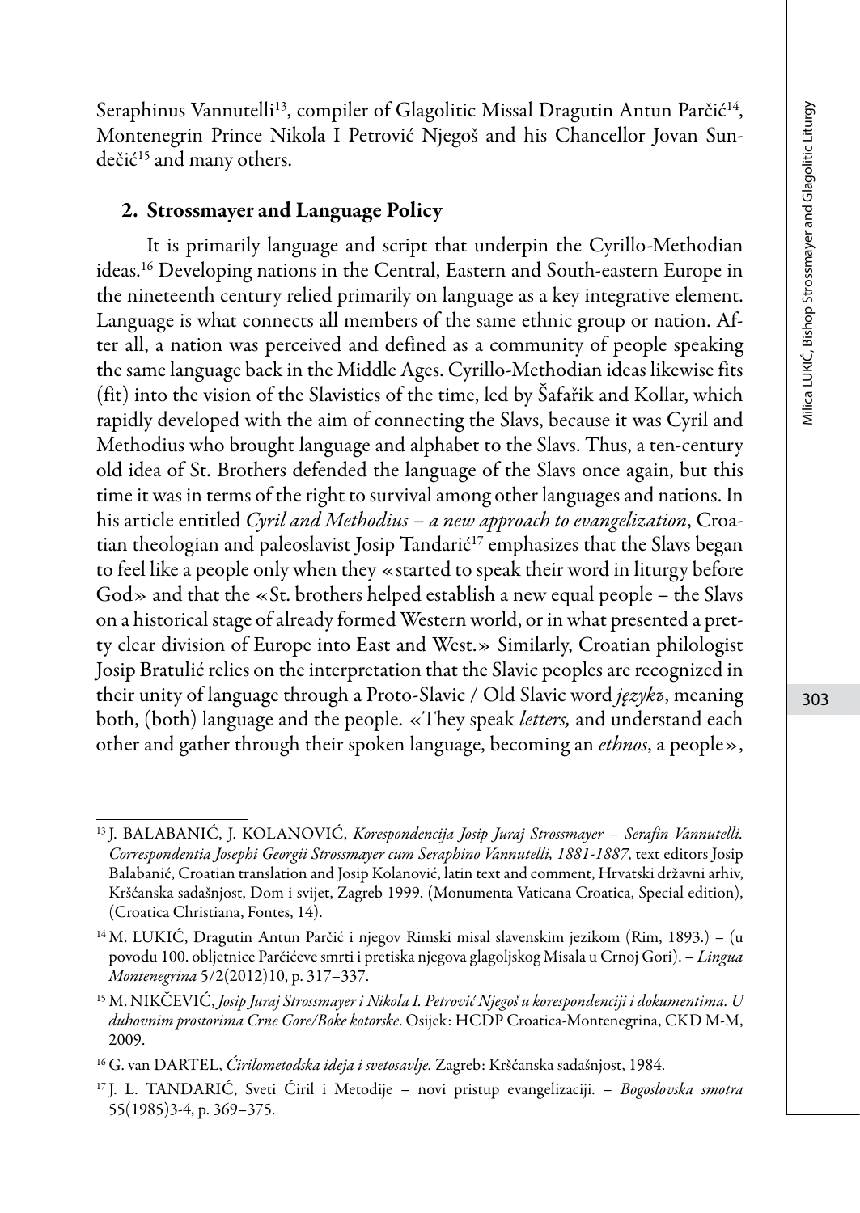Seraphinus Vannutelli[13], compiler of Glagolitic Missal Dragutin Antun Parčić[14], Montenegrin Prince Nikola I Petrović Njegoš and his Chancellor Jovan Sundečić[15] and many others.

## 2. Strossmayer and Language Policy

It is primarily language and script that underpin the Cyrillo-Methodian ideas.[16] Developing nations in the Central, Eastern and South-eastern Europe in the nineteenth century relied primarily on language as a key integrative element. Language is what connects all members of the same ethnic group or nation. After all, a nation was perceived and defined as a community of people speaking the same language back in the Middle Ages. Cyrillo-Methodian ideas likewise fits (fit) into the vision of the Slavistics of the time, led by Šafařik and Kollar, which rapidly developed with the aim of connecting the Slavs, because it was Cyril and Methodius who brought language and alphabet to the Slavs. Thus, a ten-century old idea of St. Brothers defended the language of the Slavs once again, but this time it was in terms of the right to survival among other languages and nations. In his article entitled *Cyril and Methodius – a new approach to evangelization*, Croatian theologian and paleoslavist Josip Tandarić[17] emphasizes that the Slavs began to feel like a people only when they «started to speak their word in liturgy before God» and that the «St. brothers helped establish a new equal people – the Slavs on a historical stage of already formed Western world, or in what presented a pretty clear division of Europe into East and West.» Similarly, Croatian philologist Josip Bratulić relies on the interpretation that the Slavic peoples are recognized in their unity of language through a Proto-Slavic / Old Slavic word *językъ*, meaning both, (both) language and the people. «They speak *letters,* and understand each other and gather through their spoken language, becoming an *ethnos*, a people»,

---

[13] J. BALABANIĆ, J. KOLANOVIĆ, *Korespondencija Josip Juraj Strossmayer – Serafin Vannutelli. Correspondentia Josephi Georgii Strossmayer cum Seraphino Vannutelli, 1881-1887*, text editors Josip Balabanić, Croatian translation and Josip Kolanović, latin text and comment, Hrvatski državni arhiv, Kršćanska sadašnjost, Dom i svijet, Zagreb 1999. (Monumenta Vaticana Croatica, Special edition), (Croatica Christiana, Fontes, 14).

[14] M. LUKIĆ, Dragutin Antun Parčić i njegov Rimski misal slavenskim jezikom (Rim, 1893.) – (u povodu 100. obljetnice Parčićeve smrti i pretiska njegova glagoljskog Misala u Crnoj Gori). – *Lingua Montenegrina* 5/2(2012)10, p. 317–337.

[15] M. NIKČEVIĆ, *Josip Juraj Strossmayer i Nikola I. Petrović Njegoš u korespondenciji i dokumentima. U duhovnim prostorima Crne Gore/Boke kotorske*. Osijek: HCDP Croatica-Montenegrina, CKD M-M, 2009.

[16] G. van DARTEL, *Ćirilometodska ideja i svetosavlje.* Zagreb: Kršćanska sadašnjost, 1984.

[17] J. L. TANDARIĆ, Sveti Ćiril i Metodije – novi pristup evangelizaciji. – *Bogoslovska smotra* 55(1985)3-4, p. 369–375.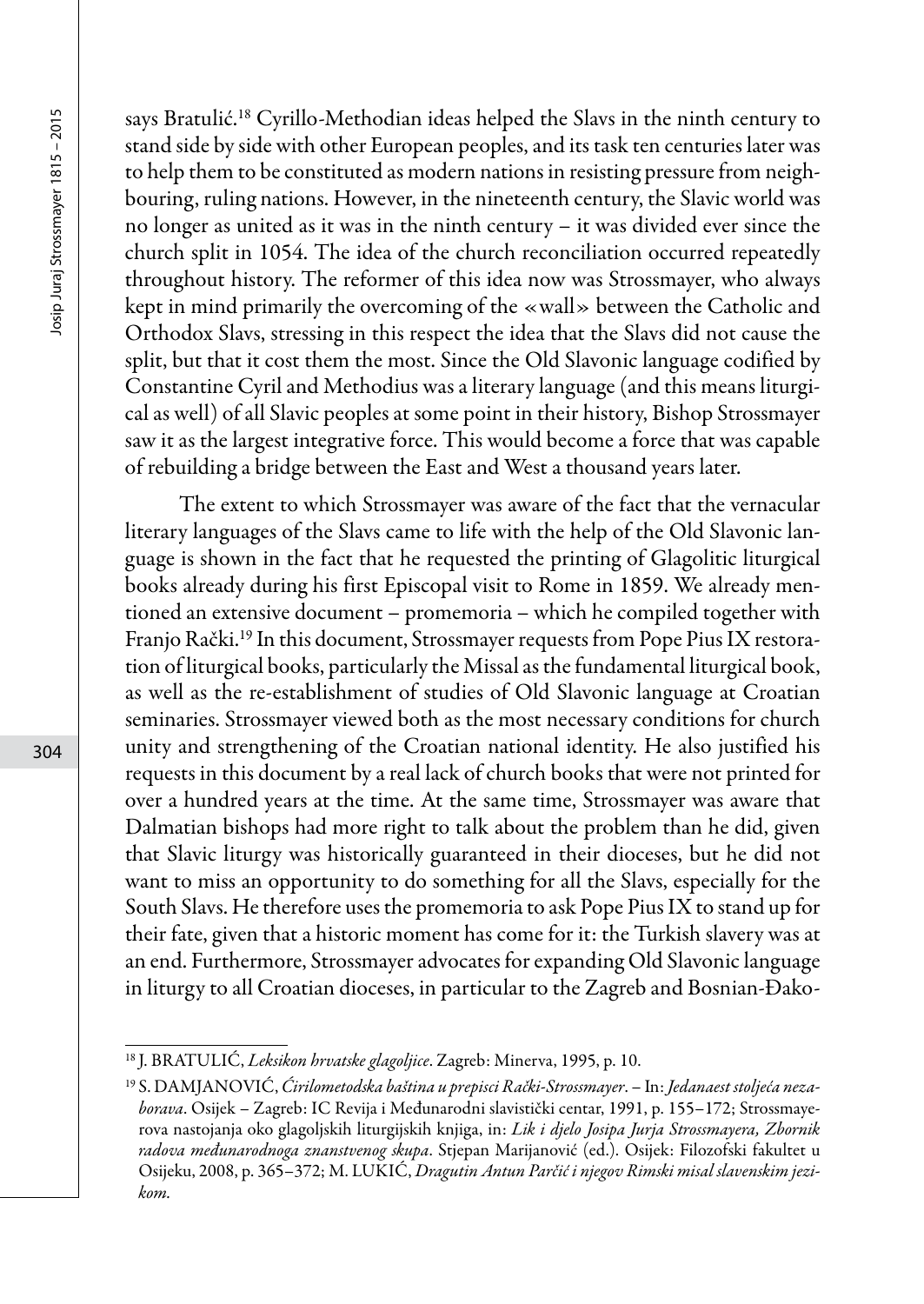says Bratulić.[18] Cyrillo-Methodian ideas helped the Slavs in the ninth century to stand side by side with other European peoples, and its task ten centuries later was to help them to be constituted as modern nations in resisting pressure from neighbouring, ruling nations. However, in the nineteenth century, the Slavic world was no longer as united as it was in the ninth century – it was divided ever since the church split in 1054. The idea of the church reconciliation occurred repeatedly throughout history. The reformer of this idea now was Strossmayer, who always kept in mind primarily the overcoming of the «wall» between the Catholic and Orthodox Slavs, stressing in this respect the idea that the Slavs did not cause the split, but that it cost them the most. Since the Old Slavonic language codified by Constantine Cyril and Methodius was a literary language (and this means liturgical as well) of all Slavic peoples at some point in their history, Bishop Strossmayer saw it as the largest integrative force. This would become a force that was capable of rebuilding a bridge between the East and West a thousand years later.

The extent to which Strossmayer was aware of the fact that the vernacular literary languages of the Slavs came to life with the help of the Old Slavonic language is shown in the fact that he requested the printing of Glagolitic liturgical books already during his first Episcopal visit to Rome in 1859. We already mentioned an extensive document – promemoria – which he compiled together with Franjo Rački.[19] In this document, Strossmayer requests from Pope Pius IX restoration of liturgical books, particularly the Missal as the fundamental liturgical book, as well as the re-establishment of studies of Old Slavonic language at Croatian seminaries. Strossmayer viewed both as the most necessary conditions for church unity and strengthening of the Croatian national identity. He also justified his requests in this document by a real lack of church books that were not printed for over a hundred years at the time. At the same time, Strossmayer was aware that Dalmatian bishops had more right to talk about the problem than he did, given that Slavic liturgy was historically guaranteed in their dioceses, but he did not want to miss an opportunity to do something for all the Slavs, especially for the South Slavs. He therefore uses the promemoria to ask Pope Pius IX to stand up for their fate, given that a historic moment has come for it: the Turkish slavery was at an end. Furthermore, Strossmayer advocates for expanding Old Slavonic language in liturgy to all Croatian dioceses, in particular to the Zagreb and Bosnian-Đako-

---

[18] J. BRATULIĆ, *Leksikon hrvatske glagoljice*. Zagreb: Minerva, 1995, p. 10.

[19] S. DAMJANOVIĆ, *Ćirilometodska baština u prepisci Rački-Strossmayer*. – In: *Jedanaest stoljeća nezaborava*. Osijek – Zagreb: IC Revija i Međunarodni slavistički centar, 1991, p. 155–172; Strossmayerova nastojanja oko glagoljskih liturgijskih knjiga, in: *Lik i djelo Josipa Jurja Strossmayera, Zbornik radova međunarodnoga znanstvenog skupa*. Stjepan Marijanović (ed.). Osijek: Filozofski fakultet u Osijeku, 2008, p. 365–372; M. LUKIĆ, *Dragutin Antun Parčić i njegov Rimski misal slavenskim jezikom.*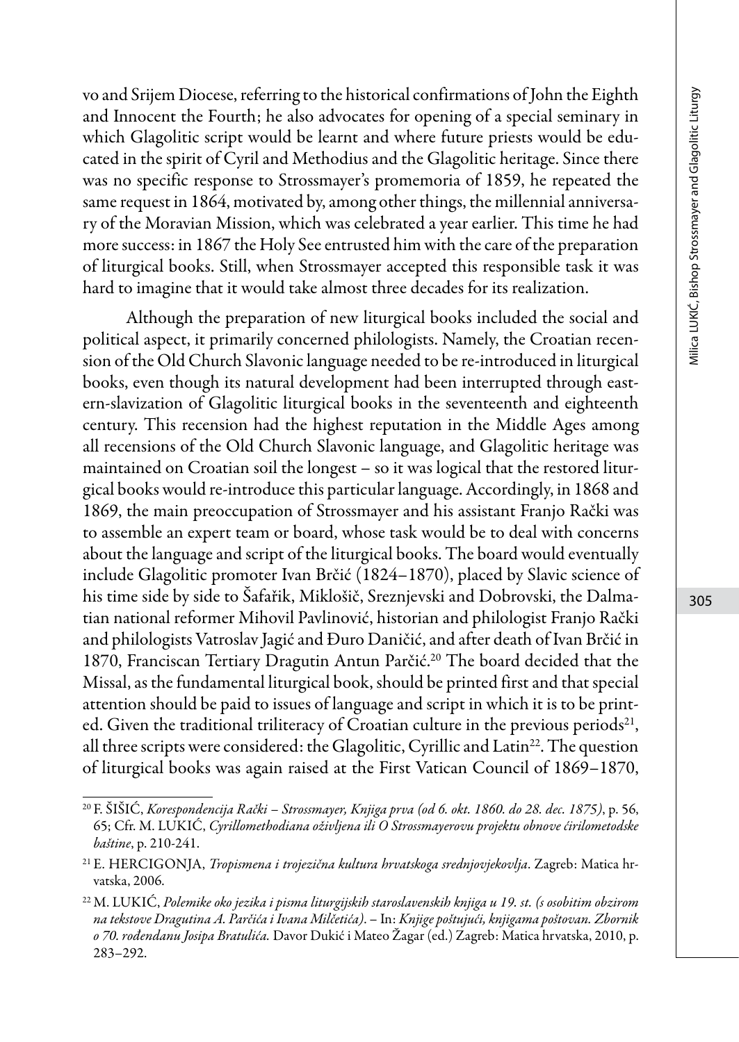vo and Srijem Diocese, referring to the historical confirmations of John the Eighth and Innocent the Fourth; he also advocates for opening of a special seminary in which Glagolitic script would be learnt and where future priests would be educated in the spirit of Cyril and Methodius and the Glagolitic heritage. Since there was no specific response to Strossmayer's promemoria of 1859, he repeated the same request in 1864, motivated by, among other things, the millennial anniversary of the Moravian Mission, which was celebrated a year earlier. This time he had more success: in 1867 the Holy See entrusted him with the care of the preparation of liturgical books. Still, when Strossmayer accepted this responsible task it was hard to imagine that it would take almost three decades for its realization.

Although the preparation of new liturgical books included the social and political aspect, it primarily concerned philologists. Namely, the Croatian recension of the Old Church Slavonic language needed to be re-introduced in liturgical books, even though its natural development had been interrupted through eastern-slavization of Glagolitic liturgical books in the seventeenth and eighteenth century. This recension had the highest reputation in the Middle Ages among all recensions of the Old Church Slavonic language, and Glagolitic heritage was maintained on Croatian soil the longest – so it was logical that the restored liturgical books would re-introduce this particular language. Accordingly, in 1868 and 1869, the main preoccupation of Strossmayer and his assistant Franjo Rački was to assemble an expert team or board, whose task would be to deal with concerns about the language and script of the liturgical books. The board would eventually include Glagolitic promoter Ivan Brčić (1824–1870), placed by Slavic science of his time side by side to Šafařik, Miklošič, Sreznjevski and Dobrovski, the Dalmatian national reformer Mihovil Pavlinović, historian and philologist Franjo Rački and philologists Vatroslav Jagić and Đuro Daničić, and after death of Ivan Brčić in 1870, Franciscan Tertiary Dragutin Antun Parčić.[20] The board decided that the Missal, as the fundamental liturgical book, should be printed first and that special attention should be paid to issues of language and script in which it is to be printed. Given the traditional triliteracy of Croatian culture in the previous periods[21], all three scripts were considered: the Glagolitic, Cyrillic and Latin[22]. The question of liturgical books was again raised at the First Vatican Council of 1869–1870,

---

[20] F. ŠIŠIĆ, *Korespondencija Rački – Strossmayer, Knjiga prva (od 6. okt. 1860. do 28. dec. 1875)*, p. 56, 65; Cfr. M. LUKIĆ, *Cyrillomethodiana oživljena ili O Strossmayerovu projektu obnove ćirilometodske baštine*, p. 210-241.

[21] E. HERCIGONJA, *Tropismena i trojezična kultura hrvatskoga srednjovjekovlja*. Zagreb: Matica hrvatska, 2006.

[22] M. LUKIĆ, *Polemike oko jezika i pisma liturgijskih staroslavenskih knjiga u 19. st. (s osobitim obzirom na tekstove Dragutina A. Parčića i Ivana Milčetića)*. – In: *Knjige poštujući, knjigama poštovan. Zbornik o 70. rođendanu Josipa Bratulića.* Davor Dukić i Mateo Žagar (ed.) Zagreb: Matica hrvatska, 2010, p. 283–292.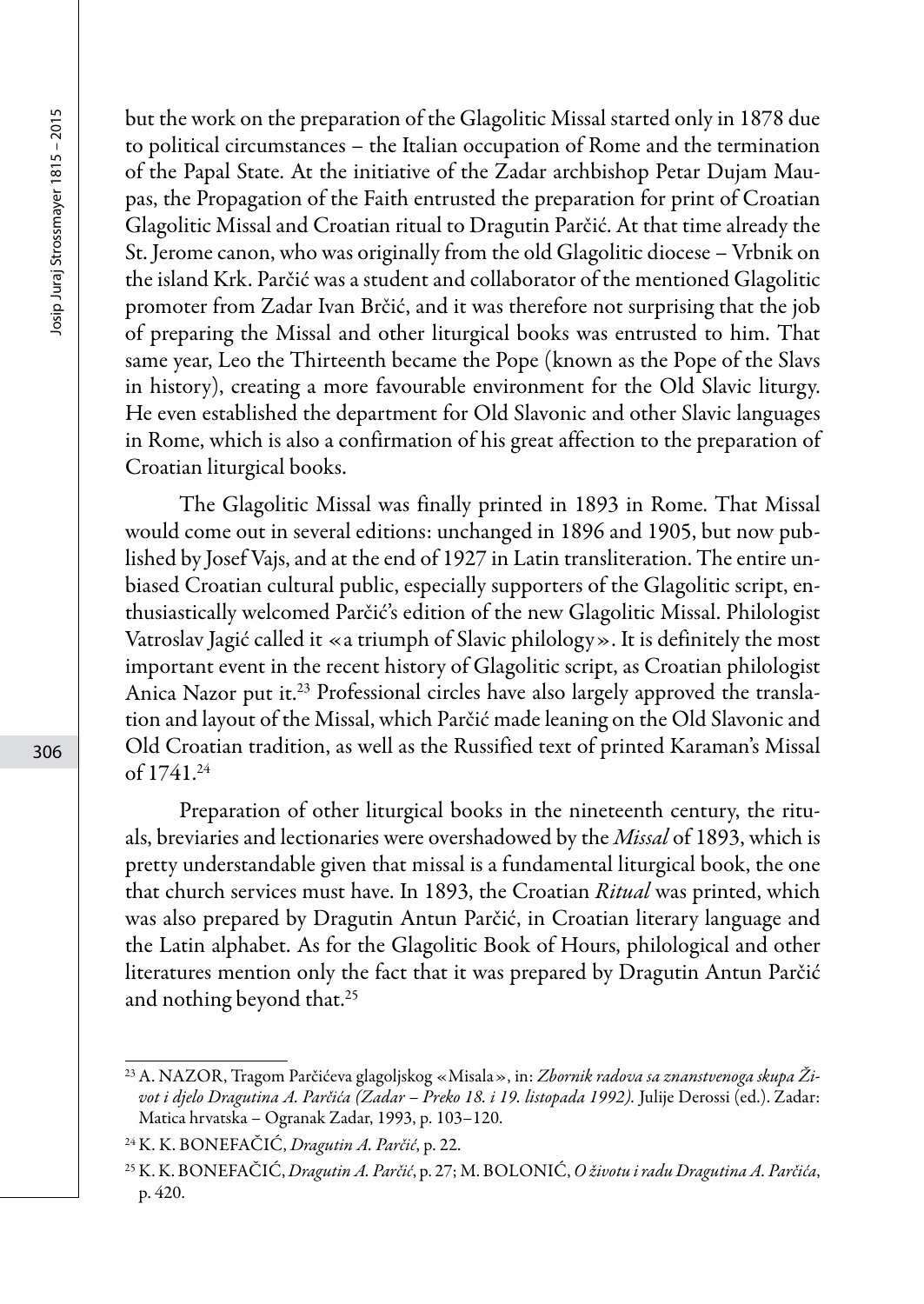but the work on the preparation of the Glagolitic Missal started only in 1878 due to political circumstances – the Italian occupation of Rome and the termination of the Papal State. At the initiative of the Zadar archbishop Petar Dujam Maupas, the Propagation of the Faith entrusted the preparation for print of Croatian Glagolitic Missal and Croatian ritual to Dragutin Parčić. At that time already the St. Jerome canon, who was originally from the old Glagolitic diocese – Vrbnik on the island Krk. Parčić was a student and collaborator of the mentioned Glagolitic promoter from Zadar Ivan Brčić, and it was therefore not surprising that the job of preparing the Missal and other liturgical books was entrusted to him. That same year, Leo the Thirteenth became the Pope (known as the Pope of the Slavs in history), creating a more favourable environment for the Old Slavic liturgy. He even established the department for Old Slavonic and other Slavic languages in Rome, which is also a confirmation of his great affection to the preparation of Croatian liturgical books.

The Glagolitic Missal was finally printed in 1893 in Rome. That Missal would come out in several editions: unchanged in 1896 and 1905, but now published by Josef Vajs, and at the end of 1927 in Latin transliteration. The entire unbiased Croatian cultural public, especially supporters of the Glagolitic script, enthusiastically welcomed Parčić's edition of the new Glagolitic Missal. Philologist Vatroslav Jagić called it «a triumph of Slavic philology». It is definitely the most important event in the recent history of Glagolitic script, as Croatian philologist Anica Nazor put it.[23] Professional circles have also largely approved the translation and layout of the Missal, which Parčić made leaning on the Old Slavonic and Old Croatian tradition, as well as the Russified text of printed Karaman's Missal of 1741.[24]

Preparation of other liturgical books in the nineteenth century, the rituals, breviaries and lectionaries were overshadowed by the *Missal* of 1893, which is pretty understandable given that missal is a fundamental liturgical book, the one that church services must have. In 1893, the Croatian *Ritual* was printed, which was also prepared by Dragutin Antun Parčić, in Croatian literary language and the Latin alphabet. As for the Glagolitic Book of Hours, philological and other literatures mention only the fact that it was prepared by Dragutin Antun Parčić and nothing beyond that.[25]

---

[23] A. NAZOR, Tragom Parčićeva glagoljskog «Misala», in: *Zbornik radova sa znanstvenoga skupa Život i djelo Dragutina A. Parčića (Zadar – Preko 18. i 19. listopada 1992).* Julije Derossi (ed.). Zadar: Matica hrvatska – Ogranak Zadar, 1993, p. 103–120.

[24] K. K. BONEFAČIĆ, *Dragutin A. Parčić*, p. 22.

[25] K. K. BONEFAČIĆ, *Dragutin A. Parčić*, p. 27; M. BOLONIĆ, *O životu i radu Dragutina A. Parčića*, p. 420.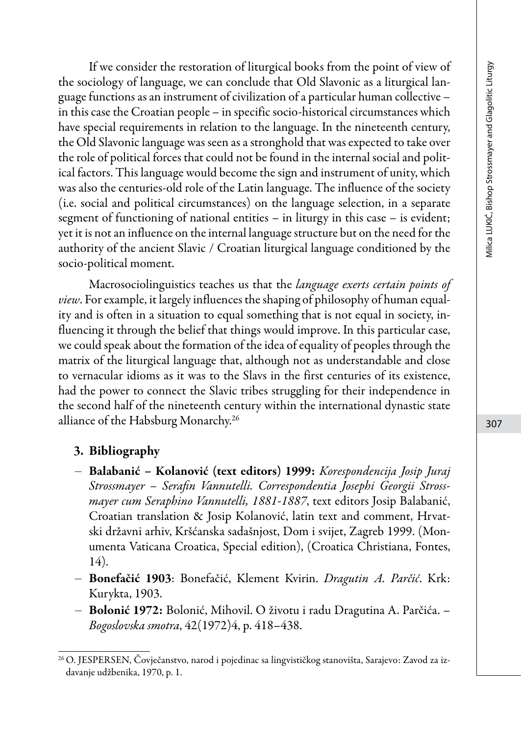If we consider the restoration of liturgical books from the point of view of the sociology of language, we can conclude that Old Slavonic as a liturgical language functions as an instrument of civilization of a particular human collective – in this case the Croatian people – in specific socio-historical circumstances which have special requirements in relation to the language. In the nineteenth century, the Old Slavonic language was seen as a stronghold that was expected to take over the role of political forces that could not be found in the internal social and political factors. This language would become the sign and instrument of unity, which was also the centuries-old role of the Latin language. The influence of the society (i.e. social and political circumstances) on the language selection, in a separate segment of functioning of national entities – in liturgy in this case – is evident; yet it is not an influence on the internal language structure but on the need for the authority of the ancient Slavic / Croatian liturgical language conditioned by the socio-political moment.

Macrosociolinguistics teaches us that the *language exerts certain points of view*. For example, it largely influences the shaping of philosophy of human equality and is often in a situation to equal something that is not equal in society, influencing it through the belief that things would improve. In this particular case, we could speak about the formation of the idea of equality of peoples through the matrix of the liturgical language that, although not as understandable and close to vernacular idioms as it was to the Slavs in the first centuries of its existence, had the power to connect the Slavic tribes struggling for their independence in the second half of the nineteenth century within the international dynastic state alliance of the Habsburg Monarchy.[26]

## 3. Bibliography

- **Balabanić – Kolanović (text editors) 1999:** *Korespondencija Josip Juraj Strossmayer – Serafin Vannutelli. Correspondentia Josephi Georgii Strossmayer cum Seraphino Vannutelli, 1881-1887*, text editors Josip Balabanić, Croatian translation & Josip Kolanović, latin text and comment, Hrvatski državni arhiv, Kršćanska sadašnjost, Dom i svijet, Zagreb 1999. (Monumenta Vaticana Croatica, Special edition), (Croatica Christiana, Fontes, 14).
- **Bonefačić 1903**: Bonefačić, Klement Kvirin. *Dragutin A. Parčić*. Krk: Kurykta, 1903.
- **Bolonić 1972:** Bolonić, Mihovil. O životu i radu Dragutina A. Parčića. – *Bogoslovska smotra*, 42(1972)4, p. 418–438.

[26] O. JESPERSEN, Čovječanstvo, narod i pojedinac sa lingvističkog stanovišta, Sarajevo: Zavod za izdavanje udžbenika, 1970, p. 1.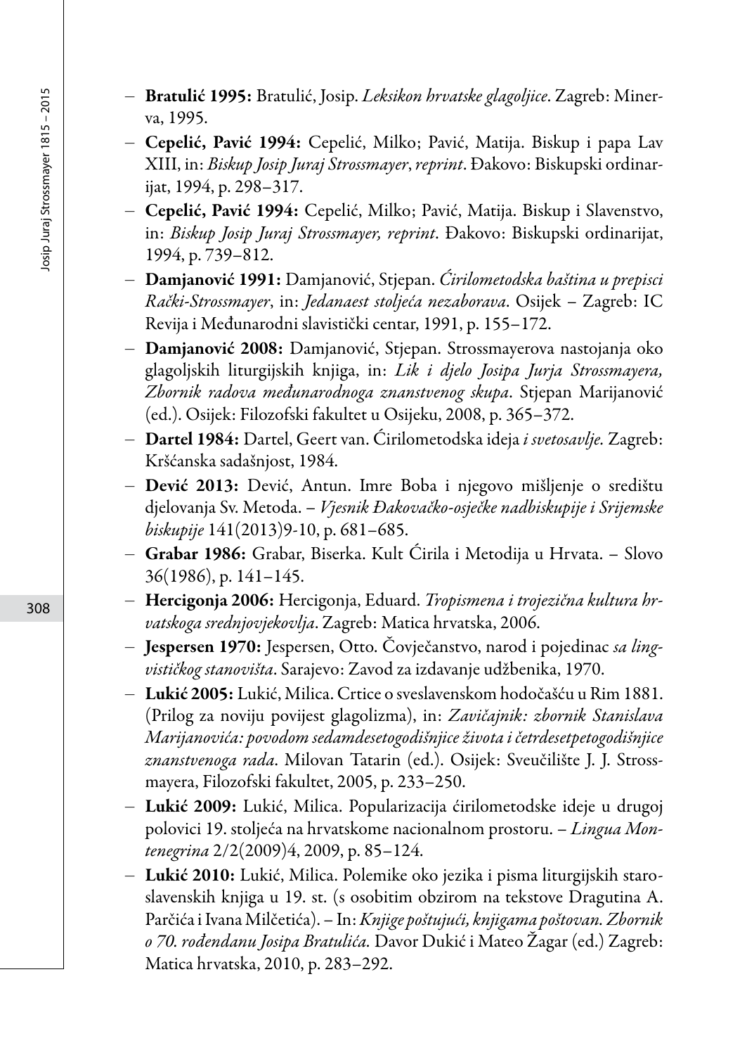- **Bratulić 1995:** Bratulić, Josip. *Leksikon hrvatske glagoljice*. Zagreb: Minerva, 1995.
- **Cepelić, Pavić 1994:** Cepelić, Milko; Pavić, Matija. Biskup i papa Lav XIII, in: *Biskup Josip Juraj Strossmayer*, *reprint*. Đakovo: Biskupski ordinarijat, 1994, p. 298–317.
- **Cepelić, Pavić 1994:** Cepelić, Milko; Pavić, Matija. Biskup i Slavenstvo, in: *Biskup Josip Juraj Strossmayer, reprint*. Đakovo: Biskupski ordinarijat, 1994, p. 739–812.
- **Damjanović 1991:** Damjanović, Stjepan. *Ćirilometodska baština u prepisci Rački-Strossmayer*, in: *Jedanaest stoljeća nezaborava*. Osijek – Zagreb: IC Revija i Međunarodni slavistički centar, 1991, p. 155–172.
- **Damjanović 2008:** Damjanović, Stjepan. Strossmayerova nastojanja oko glagoljskih liturgijskih knjiga, in: *Lik i djelo Josipa Jurja Strossmayera, Zbornik radova međunarodnoga znanstvenog skupa*. Stjepan Marijanović (ed.). Osijek: Filozofski fakultet u Osijeku, 2008, p. 365–372.
- **Dartel 1984:** Dartel, Geert van. Ćirilometodska ideja *i svetosavlje.* Zagreb: Kršćanska sadašnjost, 1984.
- **Dević 2013:** Dević, Antun. Imre Boba i njegovo mišljenje o središtu djelovanja Sv. Metoda. – *Vjesnik Đakovačko-osječke nadbiskupije i Srijemske biskupije* 141(2013)9-10, p. 681–685.
- **Grabar 1986:** Grabar, Biserka. Kult Ćirila i Metodija u Hrvata. – Slovo 36(1986), p. 141–145.
- **Hercigonja 2006:** Hercigonja, Eduard. *Tropismena i trojezična kultura hrvatskoga srednjovjekovlja*. Zagreb: Matica hrvatska, 2006.
- **Jespersen 1970:** Jespersen, Otto. Čovječanstvo, narod i pojedinac *sa lingvističkog stanovišta*. Sarajevo: Zavod za izdavanje udžbenika, 1970.
- **Lukić 2005:** Lukić, Milica. Crtice o sveslavenskom hodočašću u Rim 1881. (Prilog za noviju povijest glagolizma), in: *Zavičajnik: zbornik Stanislava Marijanovića: povodom sedamdesetogodišnjice života i četrdesetpetogodišnjice znanstvenoga rada*. Milovan Tatarin (ed.). Osijek: Sveučilište J. J. Strossmayera, Filozofski fakultet, 2005, p. 233–250.
- **Lukić 2009:** Lukić, Milica. Popularizacija ćirilometodske ideje u drugoj polovici 19. stoljeća na hrvatskome nacionalnom prostoru. – *Lingua Montenegrina* 2/2(2009)4, 2009, p. 85–124.
- **Lukić 2010:** Lukić, Milica. Polemike oko jezika i pisma liturgijskih staroslavenskih knjiga u 19. st. (s osobitim obzirom na tekstove Dragutina A. Parčića i Ivana Milčetića). – In: *Knjige poštujući, knjigama poštovan. Zbornik o 70. rođendanu Josipa Bratulića.* Davor Dukić i Mateo Žagar (ed.) Zagreb: Matica hrvatska, 2010, p. 283–292.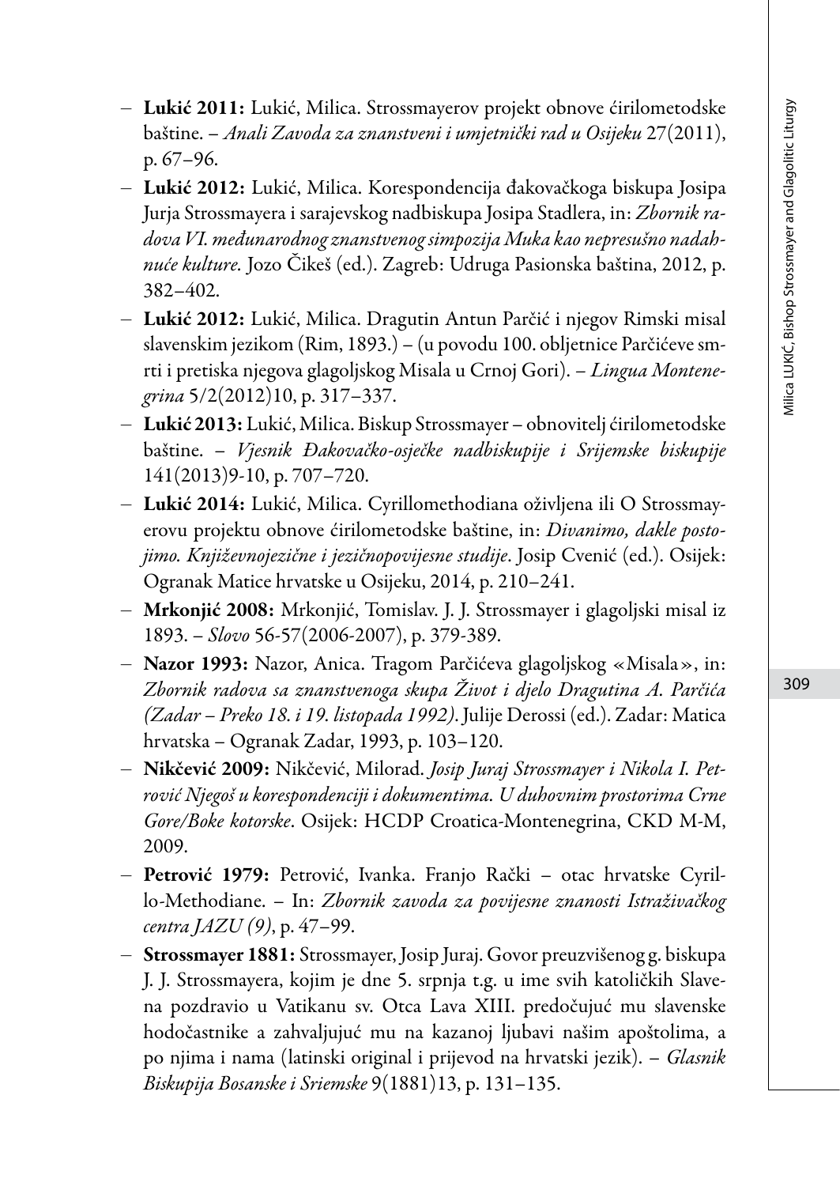- **Lukić 2011:** Lukić, Milica. Strossmayerov projekt obnove ćirilometodske baštine. – *Anali Zavoda za znanstveni i umjetnički rad u Osijeku* 27(2011), p. 67–96.
- **Lukić 2012:** Lukić, Milica. Korespondencija đakovačkoga biskupa Josipa Jurja Strossmayera i sarajevskog nadbiskupa Josipa Stadlera, in: *Zbornik radova VI. međunarodnog znanstvenog simpozija Muka kao nepresušno nadahnuće kulture*. Jozo Čikeš (ed.). Zagreb: Udruga Pasionska baština, 2012, p. 382–402.
- **Lukić 2012:** Lukić, Milica. Dragutin Antun Parčić i njegov Rimski misal slavenskim jezikom (Rim, 1893.) – (u povodu 100. obljetnice Parčićeve smrti i pretiska njegova glagoljskog Misala u Crnoj Gori). – *Lingua Montenegrina* 5/2(2012)10, p. 317–337.
- **Lukić 2013:** Lukić, Milica. Biskup Strossmayer – obnovitelj ćirilometodske baštine. – *Vjesnik Đakovačko-osječke nadbiskupije i Srijemske biskupije* 141(2013)9-10, p. 707–720.
- **Lukić 2014:** Lukić, Milica. Cyrillomethodiana oživljena ili O Strossmayerovu projektu obnove ćirilometodske baštine, in: *Divanimo, dakle postojimo. Književnojezične i jezičnopovijesne studije*. Josip Cvenić (ed.). Osijek: Ogranak Matice hrvatske u Osijeku, 2014, p. 210–241.
- **Mrkonjić 2008:** Mrkonjić, Tomislav. J. J. Strossmayer i glagoljski misal iz 1893. – *Slovo* 56-57(2006-2007), p. 379-389.
- **Nazor 1993:** Nazor, Anica. Tragom Parčićeva glagoljskog «Misala», in: *Zbornik radova sa znanstvenoga skupa Život i djelo Dragutina A. Parčića (Zadar – Preko 18. i 19. listopada 1992)*. Julije Derossi (ed.). Zadar: Matica hrvatska – Ogranak Zadar, 1993, p. 103–120.
- **Nikčević 2009:** Nikčević, Milorad. *Josip Juraj Strossmayer i Nikola I. Petrović Njegoš u korespondenciji i dokumentima. U duhovnim prostorima Crne Gore/Boke kotorske*. Osijek: HCDP Croatica-Montenegrina, CKD M-M, 2009.
- **Petrović 1979:** Petrović, Ivanka. Franjo Rački – otac hrvatske Cyrillo-Methodiane. – In: *Zbornik zavoda za povijesne znanosti Istraživačkog centra JAZU (9)*, p. 47–99.
- **Strossmayer 1881:** Strossmayer, Josip Juraj. Govor preuzvišenog g. biskupa J. J. Strossmayera, kojim je dne 5. srpnja t.g. u ime svih katoličkih Slavena pozdravio u Vatikanu sv. Otca Lava XIII. predočujuć mu slavenske hodočastnike a zahvaljujuć mu na kazanoj ljubavi našim apoštolima, a po njima i nama (latinski original i prijevod na hrvatski jezik). – *Glasnik Biskupija Bosanske i Sriemske* 9(1881)13, p. 131–135.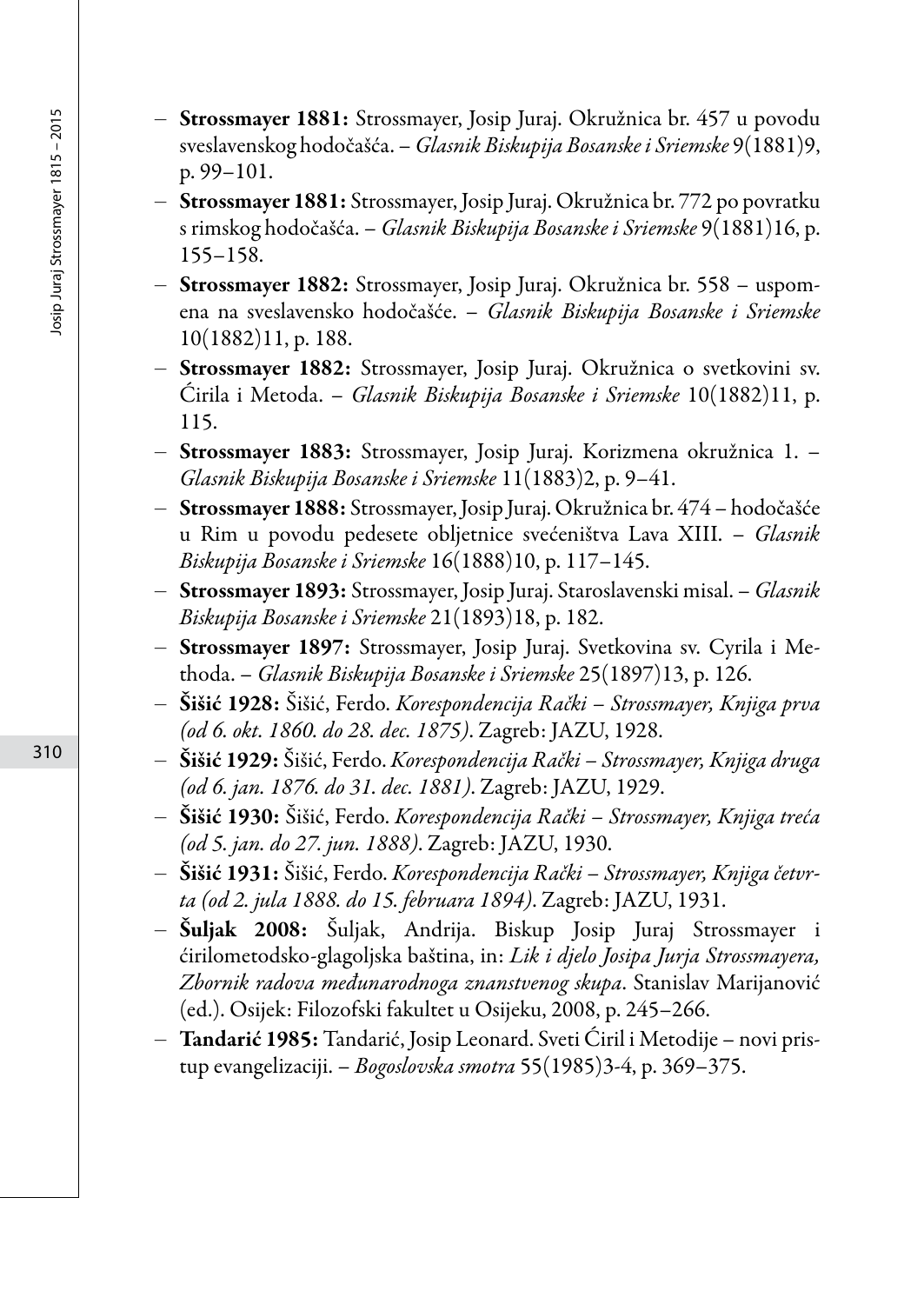- **Strossmayer 1881:** Strossmayer, Josip Juraj. Okružnica br. 457 u povodu sveslavenskog hodočašća. – *Glasnik Biskupija Bosanske i Sriemske* 9(1881)9, p. 99–101.
- **Strossmayer 1881:** Strossmayer, Josip Juraj. Okružnica br. 772 po povratku s rimskog hodočašća. – *Glasnik Biskupija Bosanske i Sriemske* 9(1881)16, p. 155–158.
- **Strossmayer 1882:** Strossmayer, Josip Juraj. Okružnica br. 558 – uspomena na sveslavensko hodočašće. – *Glasnik Biskupija Bosanske i Sriemske* 10(1882)11, p. 188.
- **Strossmayer 1882:** Strossmayer, Josip Juraj. Okružnica o svetkovini sv. Ćirila i Metoda. – *Glasnik Biskupija Bosanske i Sriemske* 10(1882)11, p. 115.
- **Strossmayer 1883:** Strossmayer, Josip Juraj. Korizmena okružnica 1. – *Glasnik Biskupija Bosanske i Sriemske* 11(1883)2, p. 9–41.
- **Strossmayer 1888:** Strossmayer, Josip Juraj. Okružnica br. 474 – hodočašće u Rim u povodu pedesete obljetnice svećeništva Lava XIII. – *Glasnik Biskupija Bosanske i Sriemske* 16(1888)10, p. 117–145.
- **Strossmayer 1893:** Strossmayer, Josip Juraj. Staroslavenski misal. – *Glasnik Biskupija Bosanske i Sriemske* 21(1893)18, p. 182.
- **Strossmayer 1897:** Strossmayer, Josip Juraj. Svetkovina sv. Cyrila i Methoda. – *Glasnik Biskupija Bosanske i Sriemske* 25(1897)13, p. 126.
- **Šišić 1928:** Šišić, Ferdo. *Korespondencija Rački – Strossmayer, Knjiga prva (od 6. okt. 1860. do 28. dec. 1875)*. Zagreb: JAZU, 1928.
- **Šišić 1929:** Šišić, Ferdo. *Korespondencija Rački – Strossmayer, Knjiga druga (od 6. jan. 1876. do 31. dec. 1881)*. Zagreb: JAZU, 1929.
- **Šišić 1930:** Šišić, Ferdo. *Korespondencija Rački – Strossmayer, Knjiga treća (od 5. jan. do 27. jun. 1888)*. Zagreb: JAZU, 1930.
- **Šišić 1931:** Šišić, Ferdo. *Korespondencija Rački – Strossmayer, Knjiga četvrta (od 2. jula 1888. do 15. februara 1894)*. Zagreb: JAZU, 1931.
- **Šuljak 2008:** Šuljak, Andrija. Biskup Josip Juraj Strossmayer i ćirilometodsko-glagoljska baština, in: *Lik i djelo Josipa Jurja Strossmayera, Zbornik radova međunarodnoga znanstvenog skupa*. Stanislav Marijanović (ed.). Osijek: Filozofski fakultet u Osijeku, 2008, p. 245–266.
- **Tandarić 1985:** Tandarić, Josip Leonard. Sveti Ćiril i Metodije – novi pristup evangelizaciji. – *Bogoslovska smotra* 55(1985)3-4, p. 369–375.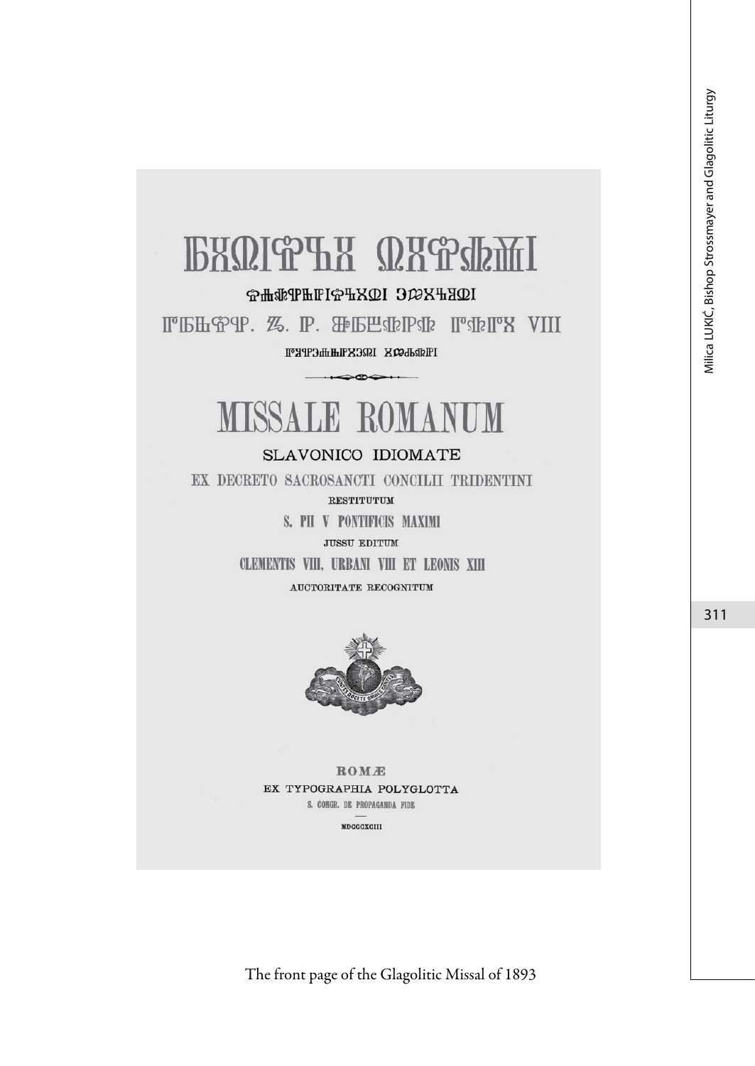MISSALE ROMANUM

SLAVONICO IDIOMATE

EX DECRETO SACROSANCTI CONCILII TRIDENTINI

RESTITUTUM

S. PII V PONTIFICIS MAXIMI

JUSSU EDITUM

CLEMENTIS VIII, URBANI VIII ET LEONIS XIII

AUCTORITATE RECOGNITUM

ROMÆ

EX TYPOGRAPHIA POLYGLOTTA

S. CONGR. DE PROPAGANDA FIDE

MDCCCXCIII

The front page of the Glagolitic Missal of 1893